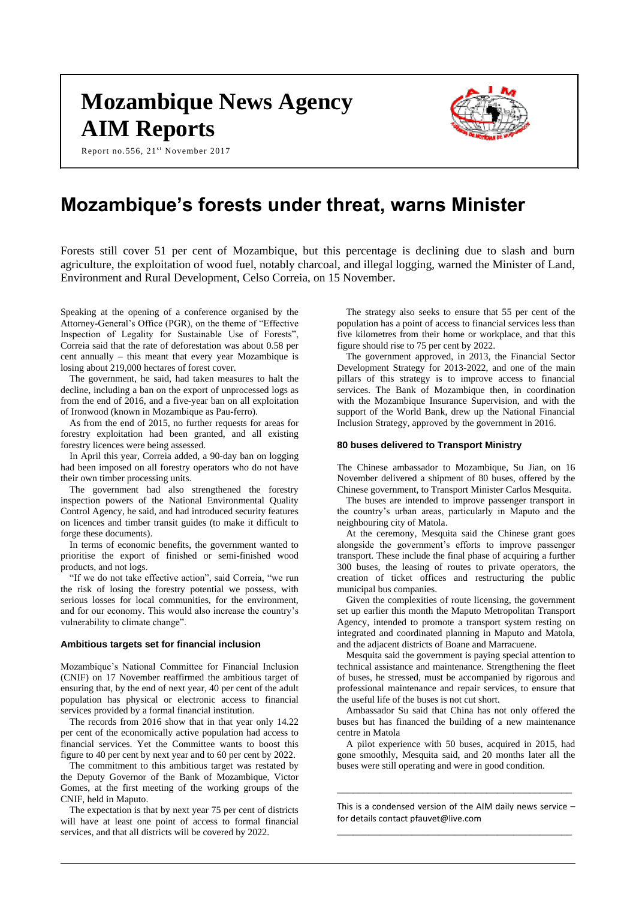# Mozambique News Agency
# AIM Reports

Report no.556, 21st November 2017

# Mozambique's forests under threat, warns Minister

Forests still cover 51 per cent of Mozambique, but this percentage is declining due to slash and burn agriculture, the exploitation of wood fuel, notably charcoal, and illegal logging, warned the Minister of Land, Environment and Rural Development, Celso Correia, on 15 November.

Speaking at the opening of a conference organised by the Attorney-General's Office (PGR), on the theme of "Effective Inspection of Legality for Sustainable Use of Forests", Correia said that the rate of deforestation was about 0.58 per cent annually – this meant that every year Mozambique is losing about 219,000 hectares of forest cover.

The government, he said, had taken measures to halt the decline, including a ban on the export of unprocessed logs as from the end of 2016, and a five-year ban on all exploitation of Ironwood (known in Mozambique as Pau-ferro).

As from the end of 2015, no further requests for areas for forestry exploitation had been granted, and all existing forestry licences were being assessed.

In April this year, Correia added, a 90-day ban on logging had been imposed on all forestry operators who do not have their own timber processing units.

The government had also strengthened the forestry inspection powers of the National Environmental Quality Control Agency, he said, and had introduced security features on licences and timber transit guides (to make it difficult to forge these documents).

In terms of economic benefits, the government wanted to prioritise the export of finished or semi-finished wood products, and not logs.

"If we do not take effective action", said Correia, "we run the risk of losing the forestry potential we possess, with serious losses for local communities, for the environment, and for our economy. This would also increase the country's vulnerability to climate change".

### Ambitious targets set for financial inclusion

Mozambique's National Committee for Financial Inclusion (CNIF) on 17 November reaffirmed the ambitious target of ensuring that, by the end of next year, 40 per cent of the adult population has physical or electronic access to financial services provided by a formal financial institution.

The records from 2016 show that in that year only 14.22 per cent of the economically active population had access to financial services. Yet the Committee wants to boost this figure to 40 per cent by next year and to 60 per cent by 2022.

The commitment to this ambitious target was restated by the Deputy Governor of the Bank of Mozambique, Victor Gomes, at the first meeting of the working groups of the CNIF, held in Maputo.

The expectation is that by next year 75 per cent of districts will have at least one point of access to formal financial services, and that all districts will be covered by 2022.

The strategy also seeks to ensure that 55 per cent of the population has a point of access to financial services less than five kilometres from their home or workplace, and that this figure should rise to 75 per cent by 2022.

The government approved, in 2013, the Financial Sector Development Strategy for 2013-2022, and one of the main pillars of this strategy is to improve access to financial services. The Bank of Mozambique then, in coordination with the Mozambique Insurance Supervision, and with the support of the World Bank, drew up the National Financial Inclusion Strategy, approved by the government in 2016.

### 80 buses delivered to Transport Ministry

The Chinese ambassador to Mozambique, Su Jian, on 16 November delivered a shipment of 80 buses, offered by the Chinese government, to Transport Minister Carlos Mesquita.

The buses are intended to improve passenger transport in the country's urban areas, particularly in Maputo and the neighbouring city of Matola.

At the ceremony, Mesquita said the Chinese grant goes alongside the government's efforts to improve passenger transport. These include the final phase of acquiring a further 300 buses, the leasing of routes to private operators, the creation of ticket offices and restructuring the public municipal bus companies.

Given the complexities of route licensing, the government set up earlier this month the Maputo Metropolitan Transport Agency, intended to promote a transport system resting on integrated and coordinated planning in Maputo and Matola, and the adjacent districts of Boane and Marracuene.

Mesquita said the government is paying special attention to technical assistance and maintenance. Strengthening the fleet of buses, he stressed, must be accompanied by rigorous and professional maintenance and repair services, to ensure that the useful life of the buses is not cut short.

Ambassador Su said that China has not only offered the buses but has financed the building of a new maintenance centre in Matola

A pilot experience with 50 buses, acquired in 2015, had gone smoothly, Mesquita said, and 20 months later all the buses were still operating and were in good condition.

---

This is a condensed version of the AIM daily news service – for details contact pfauvet@live.com

---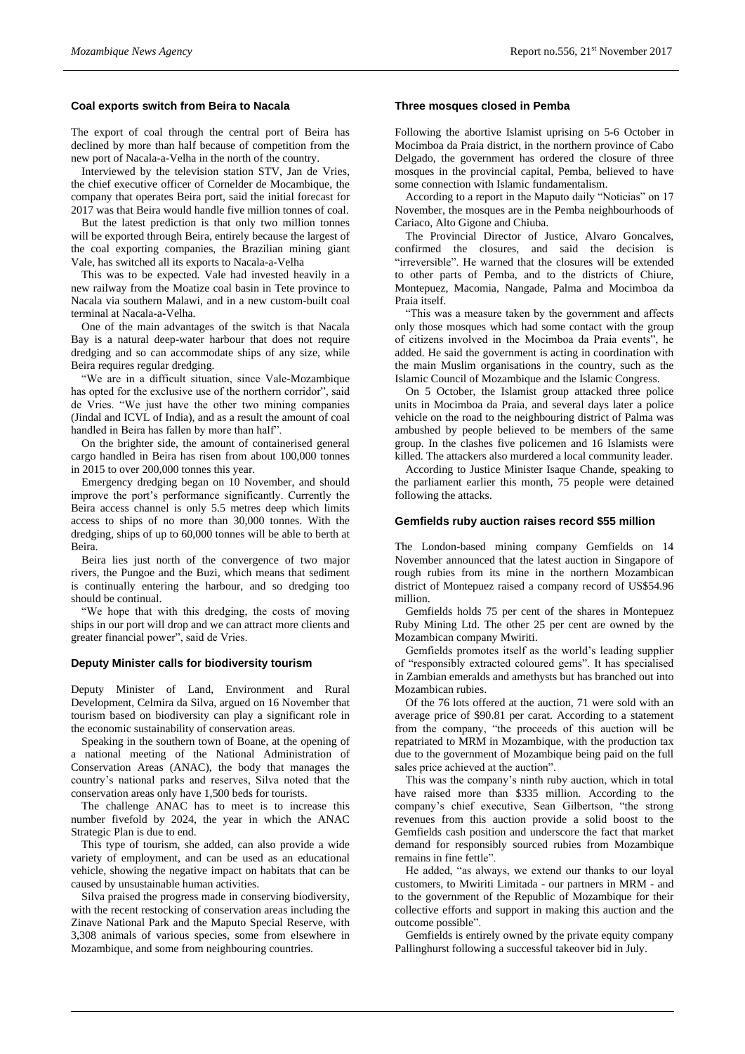## Coal exports switch from Beira to Nacala

The export of coal through the central port of Beira has declined by more than half because of competition from the new port of Nacala-a-Velha in the north of the country.

Interviewed by the television station STV, Jan de Vries, the chief executive officer of Cornelder de Mocambique, the company that operates Beira port, said the initial forecast for 2017 was that Beira would handle five million tonnes of coal.

But the latest prediction is that only two million tonnes will be exported through Beira, entirely because the largest of the coal exporting companies, the Brazilian mining giant Vale, has switched all its exports to Nacala-a-Velha

This was to be expected. Vale had invested heavily in a new railway from the Moatize coal basin in Tete province to Nacala via southern Malawi, and in a new custom-built coal terminal at Nacala-a-Velha.

One of the main advantages of the switch is that Nacala Bay is a natural deep-water harbour that does not require dredging and so can accommodate ships of any size, while Beira requires regular dredging.

"We are in a difficult situation, since Vale-Mozambique has opted for the exclusive use of the northern corridor", said de Vries. "We just have the other two mining companies (Jindal and ICVL of India), and as a result the amount of coal handled in Beira has fallen by more than half".

On the brighter side, the amount of containerised general cargo handled in Beira has risen from about 100,000 tonnes in 2015 to over 200,000 tonnes this year.

Emergency dredging began on 10 November, and should improve the port's performance significantly. Currently the Beira access channel is only 5.5 metres deep which limits access to ships of no more than 30,000 tonnes. With the dredging, ships of up to 60,000 tonnes will be able to berth at Beira.

Beira lies just north of the convergence of two major rivers, the Pungoe and the Buzi, which means that sediment is continually entering the harbour, and so dredging too should be continual.

"We hope that with this dredging, the costs of moving ships in our port will drop and we can attract more clients and greater financial power", said de Vries.

## Deputy Minister calls for biodiversity tourism

Deputy Minister of Land, Environment and Rural Development, Celmira da Silva, argued on 16 November that tourism based on biodiversity can play a significant role in the economic sustainability of conservation areas.

Speaking in the southern town of Boane, at the opening of a national meeting of the National Administration of Conservation Areas (ANAC), the body that manages the country's national parks and reserves, Silva noted that the conservation areas only have 1,500 beds for tourists.

The challenge ANAC has to meet is to increase this number fivefold by 2024, the year in which the ANAC Strategic Plan is due to end.

This type of tourism, she added, can also provide a wide variety of employment, and can be used as an educational vehicle, showing the negative impact on habitats that can be caused by unsustainable human activities.

Silva praised the progress made in conserving biodiversity, with the recent restocking of conservation areas including the Zinave National Park and the Maputo Special Reserve, with 3,308 animals of various species, some from elsewhere in Mozambique, and some from neighbouring countries.

## Three mosques closed in Pemba

Following the abortive Islamist uprising on 5-6 October in Mocimboa da Praia district, in the northern province of Cabo Delgado, the government has ordered the closure of three mosques in the provincial capital, Pemba, believed to have some connection with Islamic fundamentalism.

According to a report in the Maputo daily "Noticias" on 17 November, the mosques are in the Pemba neighbourhoods of Cariaco, Alto Gigone and Chiuba.

The Provincial Director of Justice, Alvaro Goncalves, confirmed the closures, and said the decision is "irreversible". He warned that the closures will be extended to other parts of Pemba, and to the districts of Chiure, Montepuez, Macomia, Nangade, Palma and Mocimboa da Praia itself.

"This was a measure taken by the government and affects only those mosques which had some contact with the group of citizens involved in the Mocimboa da Praia events", he added. He said the government is acting in coordination with the main Muslim organisations in the country, such as the Islamic Council of Mozambique and the Islamic Congress.

On 5 October, the Islamist group attacked three police units in Mocimboa da Praia, and several days later a police vehicle on the road to the neighbouring district of Palma was ambushed by people believed to be members of the same group. In the clashes five policemen and 16 Islamists were killed. The attackers also murdered a local community leader.

According to Justice Minister Isaque Chande, speaking to the parliament earlier this month, 75 people were detained following the attacks.

## Gemfields ruby auction raises record $55 million

The London-based mining company Gemfields on 14 November announced that the latest auction in Singapore of rough rubies from its mine in the northern Mozambican district of Montepuez raised a company record of US$54.96 million.

Gemfields holds 75 per cent of the shares in Montepuez Ruby Mining Ltd. The other 25 per cent are owned by the Mozambican company Mwiriti.

Gemfields promotes itself as the world's leading supplier of "responsibly extracted coloured gems". It has specialised in Zambian emeralds and amethysts but has branched out into Mozambican rubies.

Of the 76 lots offered at the auction, 71 were sold with an average price of $90.81 per carat. According to a statement from the company, "the proceeds of this auction will be repatriated to MRM in Mozambique, with the production tax due to the government of Mozambique being paid on the full sales price achieved at the auction".

This was the company's ninth ruby auction, which in total have raised more than $335 million. According to the company's chief executive, Sean Gilbertson, "the strong revenues from this auction provide a solid boost to the Gemfields cash position and underscore the fact that market demand for responsibly sourced rubies from Mozambique remains in fine fettle".

He added, "as always, we extend our thanks to our loyal customers, to Mwiriti Limitada - our partners in MRM - and to the government of the Republic of Mozambique for their collective efforts and support in making this auction and the outcome possible".

Gemfields is entirely owned by the private equity company Pallinghurst following a successful takeover bid in July.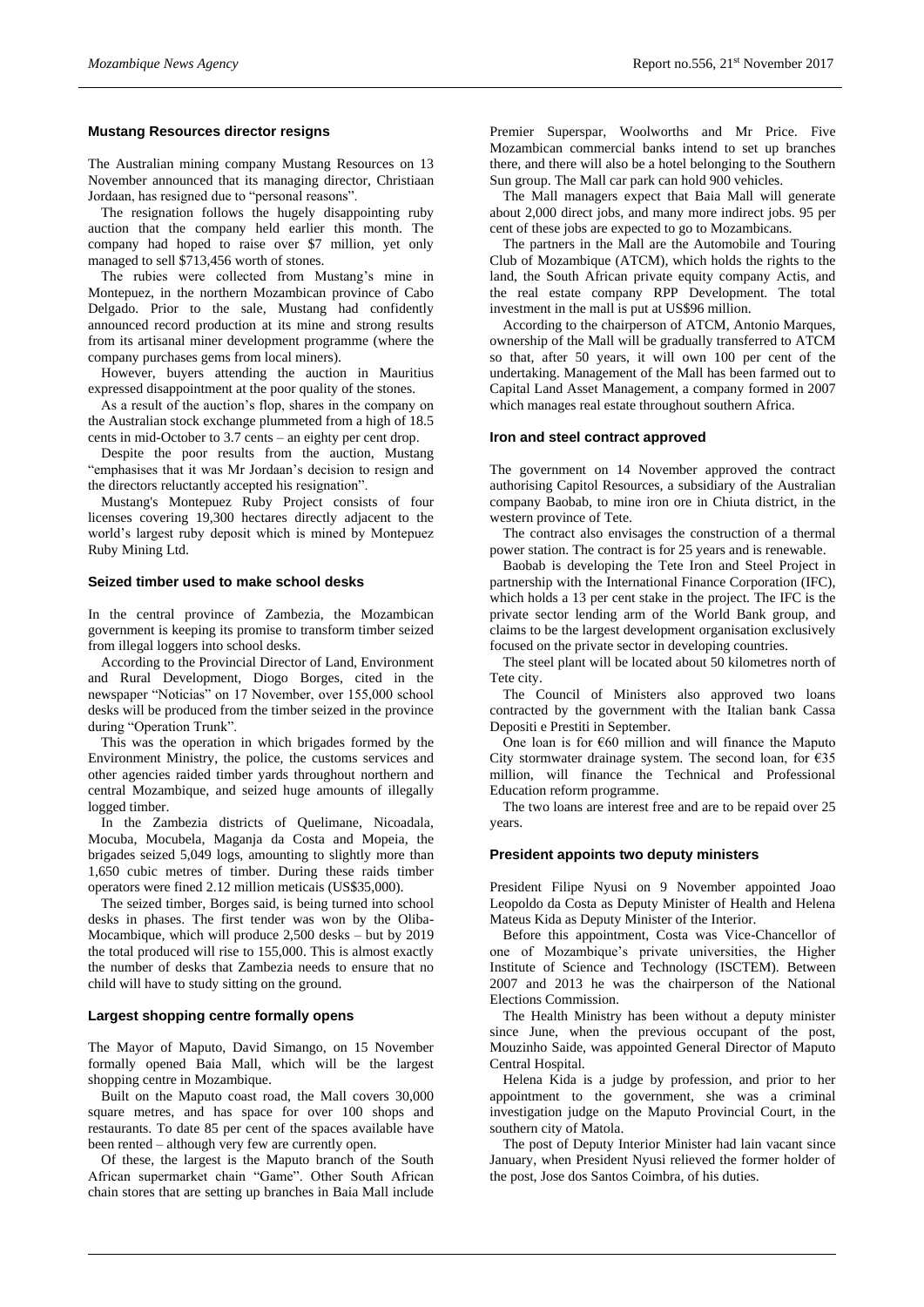### Mustang Resources director resigns

The Australian mining company Mustang Resources on 13 November announced that its managing director, Christiaan Jordaan, has resigned due to "personal reasons".

The resignation follows the hugely disappointing ruby auction that the company held earlier this month. The company had hoped to raise over $7 million, yet only managed to sell $713,456 worth of stones.

The rubies were collected from Mustang's mine in Montepuez, in the northern Mozambican province of Cabo Delgado. Prior to the sale, Mustang had confidently announced record production at its mine and strong results from its artisanal miner development programme (where the company purchases gems from local miners).

However, buyers attending the auction in Mauritius expressed disappointment at the poor quality of the stones.

As a result of the auction's flop, shares in the company on the Australian stock exchange plummeted from a high of 18.5 cents in mid-October to 3.7 cents – an eighty per cent drop.

Despite the poor results from the auction, Mustang "emphasises that it was Mr Jordaan's decision to resign and the directors reluctantly accepted his resignation".

Mustang's Montepuez Ruby Project consists of four licenses covering 19,300 hectares directly adjacent to the world's largest ruby deposit which is mined by Montepuez Ruby Mining Ltd.

### Seized timber used to make school desks

In the central province of Zambezia, the Mozambican government is keeping its promise to transform timber seized from illegal loggers into school desks.

According to the Provincial Director of Land, Environment and Rural Development, Diogo Borges, cited in the newspaper "Noticias" on 17 November, over 155,000 school desks will be produced from the timber seized in the province during "Operation Trunk".

This was the operation in which brigades formed by the Environment Ministry, the police, the customs services and other agencies raided timber yards throughout northern and central Mozambique, and seized huge amounts of illegally logged timber.

In the Zambezia districts of Quelimane, Nicoadala, Mocuba, Mocubela, Maganja da Costa and Mopeia, the brigades seized 5,049 logs, amounting to slightly more than 1,650 cubic metres of timber. During these raids timber operators were fined 2.12 million meticais (US$35,000).

The seized timber, Borges said, is being turned into school desks in phases. The first tender was won by the Oliba-Mocambique, which will produce 2,500 desks – but by 2019 the total produced will rise to 155,000. This is almost exactly the number of desks that Zambezia needs to ensure that no child will have to study sitting on the ground.

### Largest shopping centre formally opens

The Mayor of Maputo, David Simango, on 15 November formally opened Baia Mall, which will be the largest shopping centre in Mozambique.

Built on the Maputo coast road, the Mall covers 30,000 square metres, and has space for over 100 shops and restaurants. To date 85 per cent of the spaces available have been rented – although very few are currently open.

Of these, the largest is the Maputo branch of the South African supermarket chain "Game". Other South African chain stores that are setting up branches in Baia Mall include Premier Superspar, Woolworths and Mr Price. Five Mozambican commercial banks intend to set up branches there, and there will also be a hotel belonging to the Southern Sun group. The Mall car park can hold 900 vehicles.

The Mall managers expect that Baia Mall will generate about 2,000 direct jobs, and many more indirect jobs. 95 per cent of these jobs are expected to go to Mozambicans.

The partners in the Mall are the Automobile and Touring Club of Mozambique (ATCM), which holds the rights to the land, the South African private equity company Actis, and the real estate company RPP Development. The total investment in the mall is put at US$96 million.

According to the chairperson of ATCM, Antonio Marques, ownership of the Mall will be gradually transferred to ATCM so that, after 50 years, it will own 100 per cent of the undertaking. Management of the Mall has been farmed out to Capital Land Asset Management, a company formed in 2007 which manages real estate throughout southern Africa.

### Iron and steel contract approved

The government on 14 November approved the contract authorising Capitol Resources, a subsidiary of the Australian company Baobab, to mine iron ore in Chiuta district, in the western province of Tete.

The contract also envisages the construction of a thermal power station. The contract is for 25 years and is renewable.

Baobab is developing the Tete Iron and Steel Project in partnership with the International Finance Corporation (IFC), which holds a 13 per cent stake in the project. The IFC is the private sector lending arm of the World Bank group, and claims to be the largest development organisation exclusively focused on the private sector in developing countries.

The steel plant will be located about 50 kilometres north of Tete city.

The Council of Ministers also approved two loans contracted by the government with the Italian bank Cassa Depositi e Prestiti in September.

One loan is for €60 million and will finance the Maputo City stormwater drainage system. The second loan, for €35 million, will finance the Technical and Professional Education reform programme.

The two loans are interest free and are to be repaid over 25 years.

### President appoints two deputy ministers

President Filipe Nyusi on 9 November appointed Joao Leopoldo da Costa as Deputy Minister of Health and Helena Mateus Kida as Deputy Minister of the Interior.

Before this appointment, Costa was Vice-Chancellor of one of Mozambique's private universities, the Higher Institute of Science and Technology (ISCTEM). Between 2007 and 2013 he was the chairperson of the National Elections Commission.

The Health Ministry has been without a deputy minister since June, when the previous occupant of the post, Mouzinho Saide, was appointed General Director of Maputo Central Hospital.

Helena Kida is a judge by profession, and prior to her appointment to the government, she was a criminal investigation judge on the Maputo Provincial Court, in the southern city of Matola.

The post of Deputy Interior Minister had lain vacant since January, when President Nyusi relieved the former holder of the post, Jose dos Santos Coimbra, of his duties.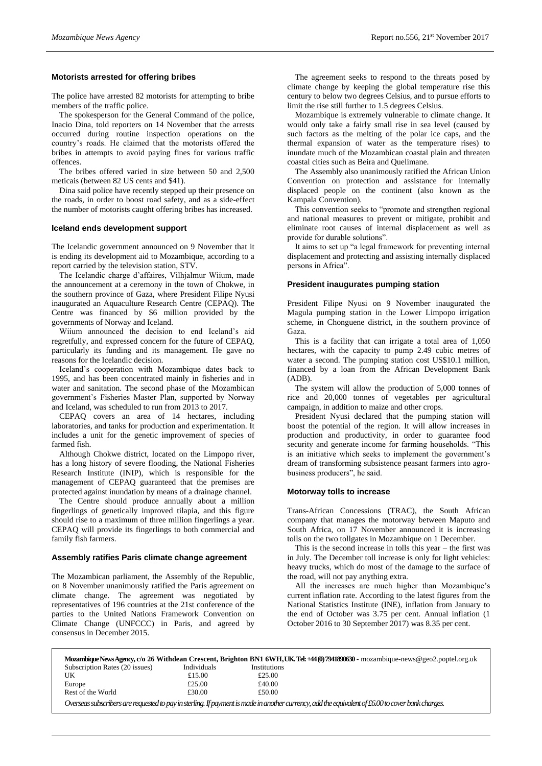### Motorists arrested for offering bribes

The police have arrested 82 motorists for attempting to bribe members of the traffic police.

The spokesperson for the General Command of the police, Inacio Dina, told reporters on 14 November that the arrests occurred during routine inspection operations on the country's roads. He claimed that the motorists offered the bribes in attempts to avoid paying fines for various traffic offences.

The bribes offered varied in size between 50 and 2,500 meticais (between 82 US cents and $41).

Dina said police have recently stepped up their presence on the roads, in order to boost road safety, and as a side-effect the number of motorists caught offering bribes has increased.

### Iceland ends development support

The Icelandic government announced on 9 November that it is ending its development aid to Mozambique, according to a report carried by the television station, STV.

The Icelandic charge d'affaires, Vilhjalmur Wiium, made the announcement at a ceremony in the town of Chokwe, in the southern province of Gaza, where President Filipe Nyusi inaugurated an Aquaculture Research Centre (CEPAQ). The Centre was financed by $6 million provided by the governments of Norway and Iceland.

Wiium announced the decision to end Iceland's aid regretfully, and expressed concern for the future of CEPAQ, particularly its funding and its management. He gave no reasons for the Icelandic decision.

Iceland's cooperation with Mozambique dates back to 1995, and has been concentrated mainly in fisheries and in water and sanitation. The second phase of the Mozambican government's Fisheries Master Plan, supported by Norway and Iceland, was scheduled to run from 2013 to 2017.

CEPAQ covers an area of 14 hectares, including laboratories, and tanks for production and experimentation. It includes a unit for the genetic improvement of species of farmed fish.

Although Chokwe district, located on the Limpopo river, has a long history of severe flooding, the National Fisheries Research Institute (INIP), which is responsible for the management of CEPAQ guaranteed that the premises are protected against inundation by means of a drainage channel.

The Centre should produce annually about a million fingerlings of genetically improved tilapia, and this figure should rise to a maximum of three million fingerlings a year. CEPAQ will provide its fingerlings to both commercial and family fish farmers.

### Assembly ratifies Paris climate change agreement

The Mozambican parliament, the Assembly of the Republic, on 8 November unanimously ratified the Paris agreement on climate change. The agreement was negotiated by representatives of 196 countries at the 21st conference of the parties to the United Nations Framework Convention on Climate Change (UNFCCC) in Paris, and agreed by consensus in December 2015.

The agreement seeks to respond to the threats posed by climate change by keeping the global temperature rise this century to below two degrees Celsius, and to pursue efforts to limit the rise still further to 1.5 degrees Celsius.

Mozambique is extremely vulnerable to climate change. It would only take a fairly small rise in sea level (caused by such factors as the melting of the polar ice caps, and the thermal expansion of water as the temperature rises) to inundate much of the Mozambican coastal plain and threaten coastal cities such as Beira and Quelimane.

The Assembly also unanimously ratified the African Union Convention on protection and assistance for internally displaced people on the continent (also known as the Kampala Convention).

This convention seeks to "promote and strengthen regional and national measures to prevent or mitigate, prohibit and eliminate root causes of internal displacement as well as provide for durable solutions".

It aims to set up "a legal framework for preventing internal displacement and protecting and assisting internally displaced persons in Africa".

### President inaugurates pumping station

President Filipe Nyusi on 9 November inaugurated the Magula pumping station in the Lower Limpopo irrigation scheme, in Chonguene district, in the southern province of Gaza.

This is a facility that can irrigate a total area of 1,050 hectares, with the capacity to pump 2.49 cubic metres of water a second. The pumping station cost US$10.1 million, financed by a loan from the African Development Bank (ADB).

The system will allow the production of 5,000 tonnes of rice and 20,000 tonnes of vegetables per agricultural campaign, in addition to maize and other crops.

President Nyusi declared that the pumping station will boost the potential of the region. It will allow increases in production and productivity, in order to guarantee food security and generate income for farming households. "This is an initiative which seeks to implement the government's dream of transforming subsistence peasant farmers into agro-business producers", he said.

### Motorway tolls to increase

Trans-African Concessions (TRAC), the South African company that manages the motorway between Maputo and South Africa, on 17 November announced it is increasing tolls on the two tollgates in Mozambique on 1 December.

This is the second increase in tolls this year – the first was in July. The December toll increase is only for light vehicles: heavy trucks, which do most of the damage to the surface of the road, will not pay anything extra.

All the increases are much higher than Mozambique's current inflation rate. According to the latest figures from the National Statistics Institute (INE), inflation from January to the end of October was 3.75 per cent. Annual inflation (1 October 2016 to 30 September 2017) was 8.35 per cent.

---

**Mozambique News Agency, c/o 26 Withdean Crescent, Brighton BN1 6WH, UK. Tel: +44 (0) 7941890630** - mozambique-news@geo2.poptel.org.uk

| Subscription Rates (20 issues) | Individuals | Institutions |
|---|---|---|
| UK | £15.00 | £25.00 |
| Europe | £25.00 | £40.00 |
| Rest of the World | £30.00 | £50.00 |

*Overseas subscribers are requested to pay in sterling. If payment is made in another currency, add the equivalent of £6.00 to cover bank charges.*